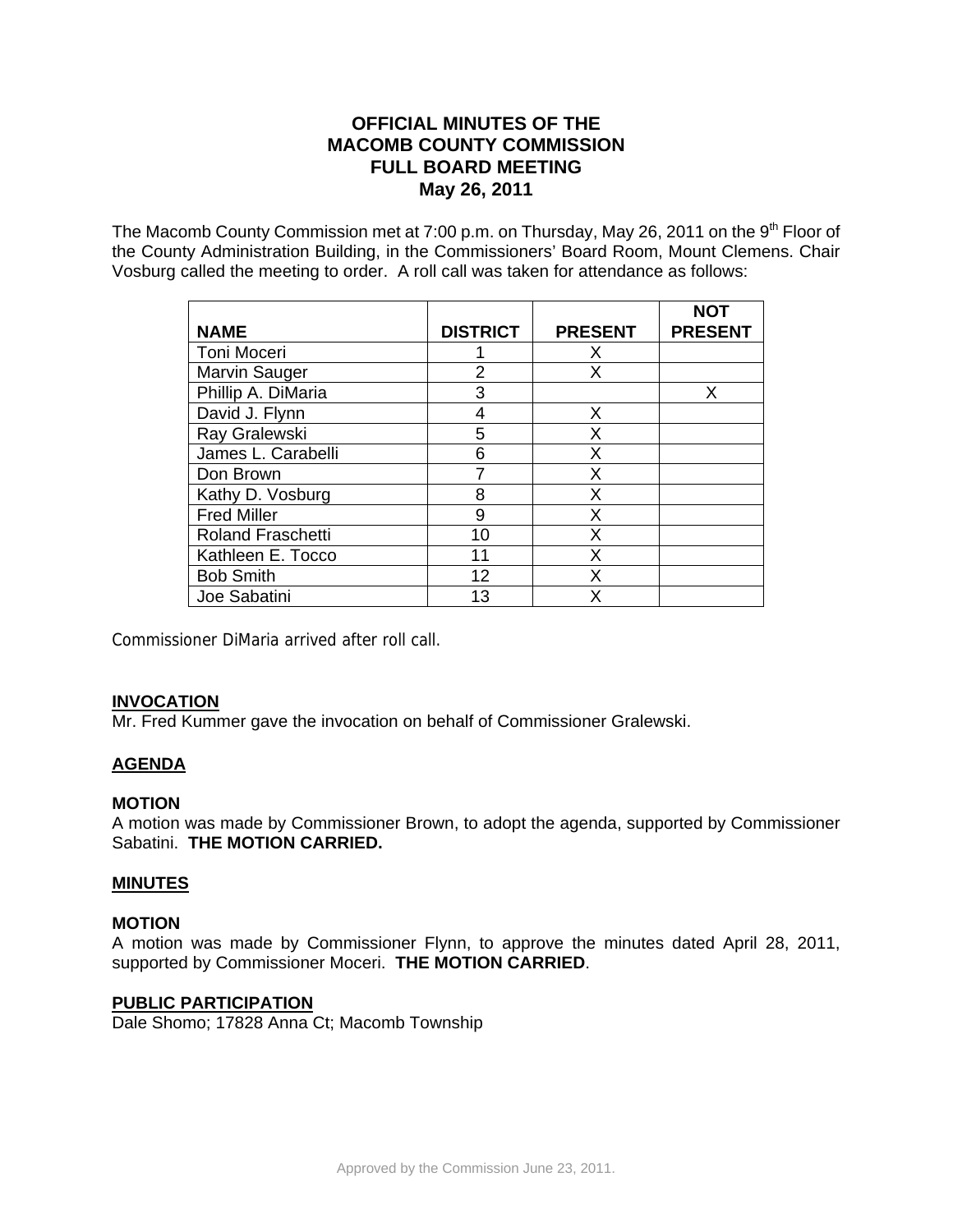# OFFICIAL MINUTES OF THE MACOMB COUNTY COMMISSION FULL BOARD MEETING May 26, 2011

The Macomb County Commission met at 7:00 p.m. on Thursday, May 26, 2011 on the 9th Floor of the County Administration Building, in the Commissioners' Board Room, Mount Clemens. Chair Vosburg called the meeting to order. A roll call was taken for attendance as follows:

| NAME | DISTRICT | PRESENT | NOT PRESENT |
|---|---|---|---|
| Toni Moceri | 1 | X | |
| Marvin Sauger | 2 | X | |
| Phillip A. DiMaria | 3 | | X |
| David J. Flynn | 4 | X | |
| Ray Gralewski | 5 | X | |
| James L. Carabelli | 6 | X | |
| Don Brown | 7 | X | |
| Kathy D. Vosburg | 8 | X | |
| Fred Miller | 9 | X | |
| Roland Fraschetti | 10 | X | |
| Kathleen E. Tocco | 11 | X | |
| Bob Smith | 12 | X | |
| Joe Sabatini | 13 | X | |

Commissioner DiMaria arrived after roll call.

**INVOCATION**

Mr. Fred Kummer gave the invocation on behalf of Commissioner Gralewski.

**AGENDA**

**MOTION**

A motion was made by Commissioner Brown, to adopt the agenda, supported by Commissioner Sabatini. **THE MOTION CARRIED.**

**MINUTES**

**MOTION**

A motion was made by Commissioner Flynn, to approve the minutes dated April 28, 2011, supported by Commissioner Moceri. **THE MOTION CARRIED**.

**PUBLIC PARTICIPATION**

Dale Shomo; 17828 Anna Ct; Macomb Township

Approved by the Commission June 23, 2011.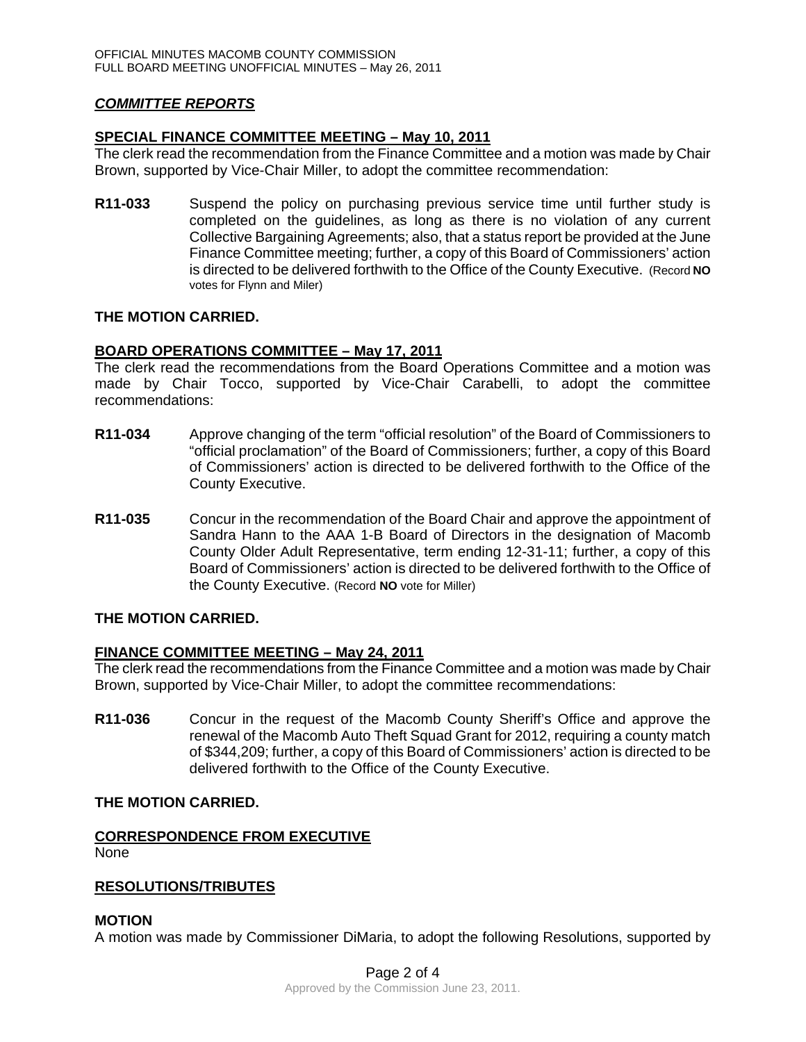## *COMMITTEE REPORTS*

### SPECIAL FINANCE COMMITTEE MEETING – May 10, 2011

The clerk read the recommendation from the Finance Committee and a motion was made by Chair Brown, supported by Vice-Chair Miller, to adopt the committee recommendation:

**R11-033** Suspend the policy on purchasing previous service time until further study is completed on the guidelines, as long as there is no violation of any current Collective Bargaining Agreements; also, that a status report be provided at the June Finance Committee meeting; further, a copy of this Board of Commissioners' action is directed to be delivered forthwith to the Office of the County Executive. (Record **NO** votes for Flynn and Miler)

**THE MOTION CARRIED.**

### BOARD OPERATIONS COMMITTEE – May 17, 2011

The clerk read the recommendations from the Board Operations Committee and a motion was made by Chair Tocco, supported by Vice-Chair Carabelli, to adopt the committee recommendations:

**R11-034** Approve changing of the term "official resolution" of the Board of Commissioners to "official proclamation" of the Board of Commissioners; further, a copy of this Board of Commissioners' action is directed to be delivered forthwith to the Office of the County Executive.

**R11-035** Concur in the recommendation of the Board Chair and approve the appointment of Sandra Hann to the AAA 1-B Board of Directors in the designation of Macomb County Older Adult Representative, term ending 12-31-11; further, a copy of this Board of Commissioners' action is directed to be delivered forthwith to the Office of the County Executive. (Record **NO** vote for Miller)

**THE MOTION CARRIED.**

### FINANCE COMMITTEE MEETING – May 24, 2011

The clerk read the recommendations from the Finance Committee and a motion was made by Chair Brown, supported by Vice-Chair Miller, to adopt the committee recommendations:

**R11-036** Concur in the request of the Macomb County Sheriff's Office and approve the renewal of the Macomb Auto Theft Squad Grant for 2012, requiring a county match of $344,209; further, a copy of this Board of Commissioners' action is directed to be delivered forthwith to the Office of the County Executive.

**THE MOTION CARRIED.**

### CORRESPONDENCE FROM EXECUTIVE

None

### RESOLUTIONS/TRIBUTES

**MOTION**

A motion was made by Commissioner DiMaria, to adopt the following Resolutions, supported by

Approved by the Commission June 23, 2011.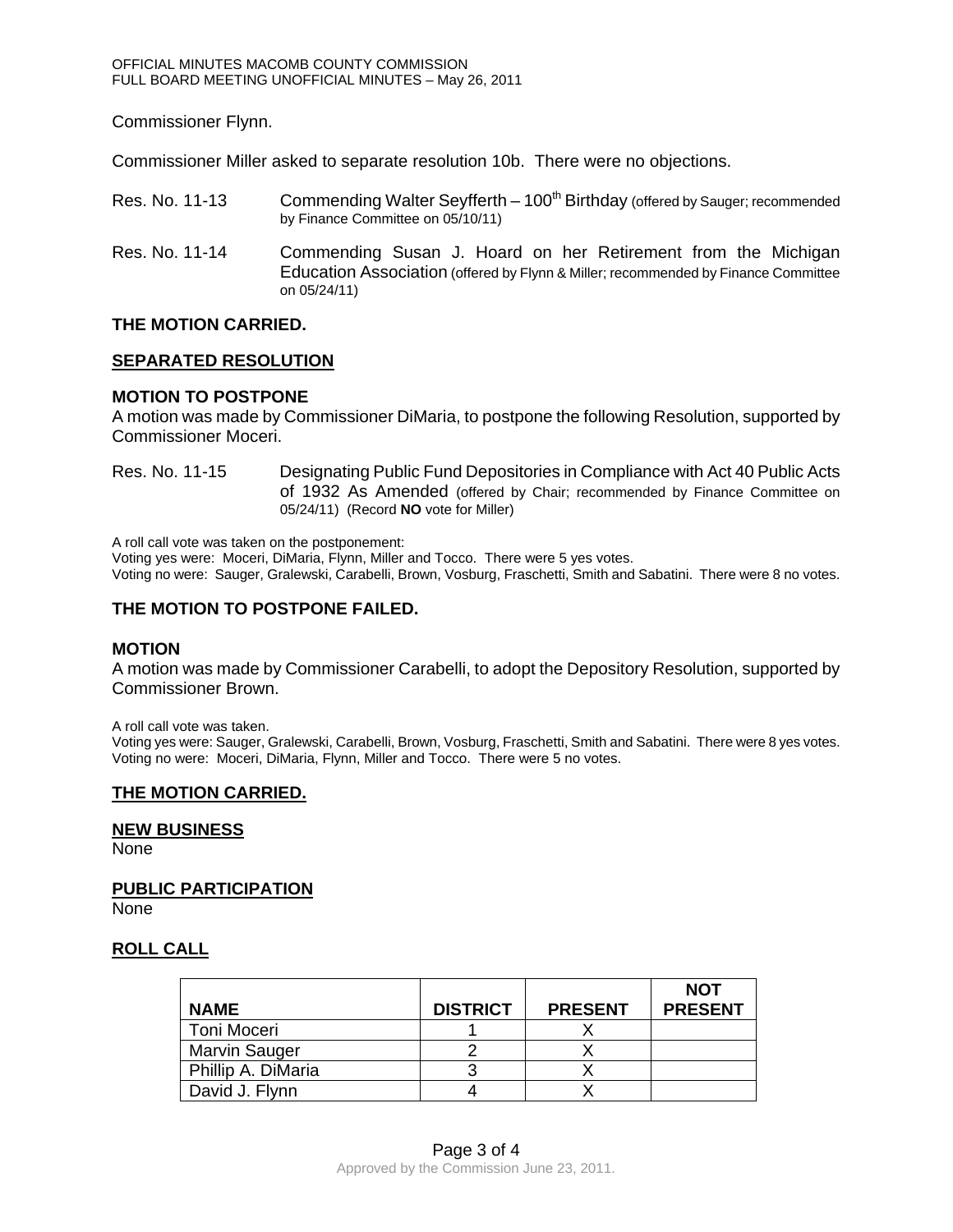Commissioner Flynn.

Commissioner Miller asked to separate resolution 10b. There were no objections.

Res. No. 11-13 Commending Walter Seyfferth – 100th Birthday (offered by Sauger; recommended by Finance Committee on 05/10/11)

Res. No. 11-14 Commending Susan J. Hoard on her Retirement from the Michigan Education Association (offered by Flynn & Miller; recommended by Finance Committee on 05/24/11)

**THE MOTION CARRIED.**

**SEPARATED RESOLUTION**

**MOTION TO POSTPONE**

A motion was made by Commissioner DiMaria, to postpone the following Resolution, supported by Commissioner Moceri.

Res. No. 11-15 Designating Public Fund Depositories in Compliance with Act 40 Public Acts of 1932 As Amended (offered by Chair; recommended by Finance Committee on 05/24/11) (Record **NO** vote for Miller)

A roll call vote was taken on the postponement:
Voting yes were: Moceri, DiMaria, Flynn, Miller and Tocco. There were 5 yes votes.
Voting no were: Sauger, Gralewski, Carabelli, Brown, Vosburg, Fraschetti, Smith and Sabatini. There were 8 no votes.

**THE MOTION TO POSTPONE FAILED.**

**MOTION**

A motion was made by Commissioner Carabelli, to adopt the Depository Resolution, supported by Commissioner Brown.

A roll call vote was taken.
Voting yes were: Sauger, Gralewski, Carabelli, Brown, Vosburg, Fraschetti, Smith and Sabatini. There were 8 yes votes.
Voting no were: Moceri, DiMaria, Flynn, Miller and Tocco. There were 5 no votes.

**THE MOTION CARRIED.**

**NEW BUSINESS**

None

**PUBLIC PARTICIPATION**

None

**ROLL CALL**

| NAME | DISTRICT | PRESENT | NOT PRESENT |
|---|---|---|---|
| Toni Moceri | 1 | X | |
| Marvin Sauger | 2 | X | |
| Phillip A. DiMaria | 3 | X | |
| David J. Flynn | 4 | X | |

Approved by the Commission June 23, 2011.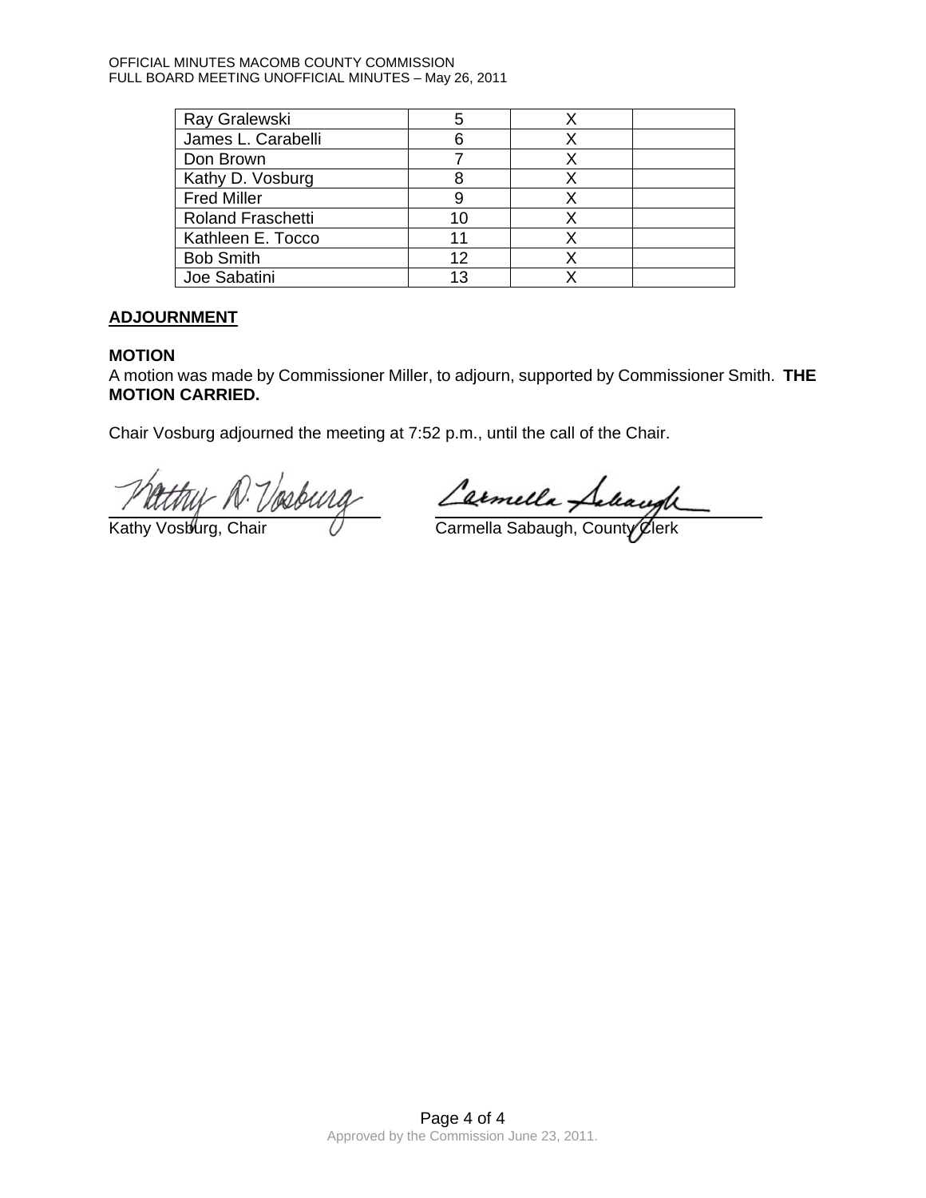| | | | |
|---|---|---|---|
| Ray Gralewski | 5 | X | |
| James L. Carabelli | 6 | X | |
| Don Brown | 7 | X | |
| Kathy D. Vosburg | 8 | X | |
| Fred Miller | 9 | X | |
| Roland Fraschetti | 10 | X | |
| Kathleen E. Tocco | 11 | X | |
| Bob Smith | 12 | X | |
| Joe Sabatini | 13 | X | |

## ADJOURNMENT

**MOTION**

A motion was made by Commissioner Miller, to adjourn, supported by Commissioner Smith. **THE MOTION CARRIED.**

Chair Vosburg adjourned the meeting at 7:52 p.m., until the call of the Chair.

Kathy Vosburg, Chair

Carmella Sabaugh, County Clerk

Approved by the Commission June 23, 2011.